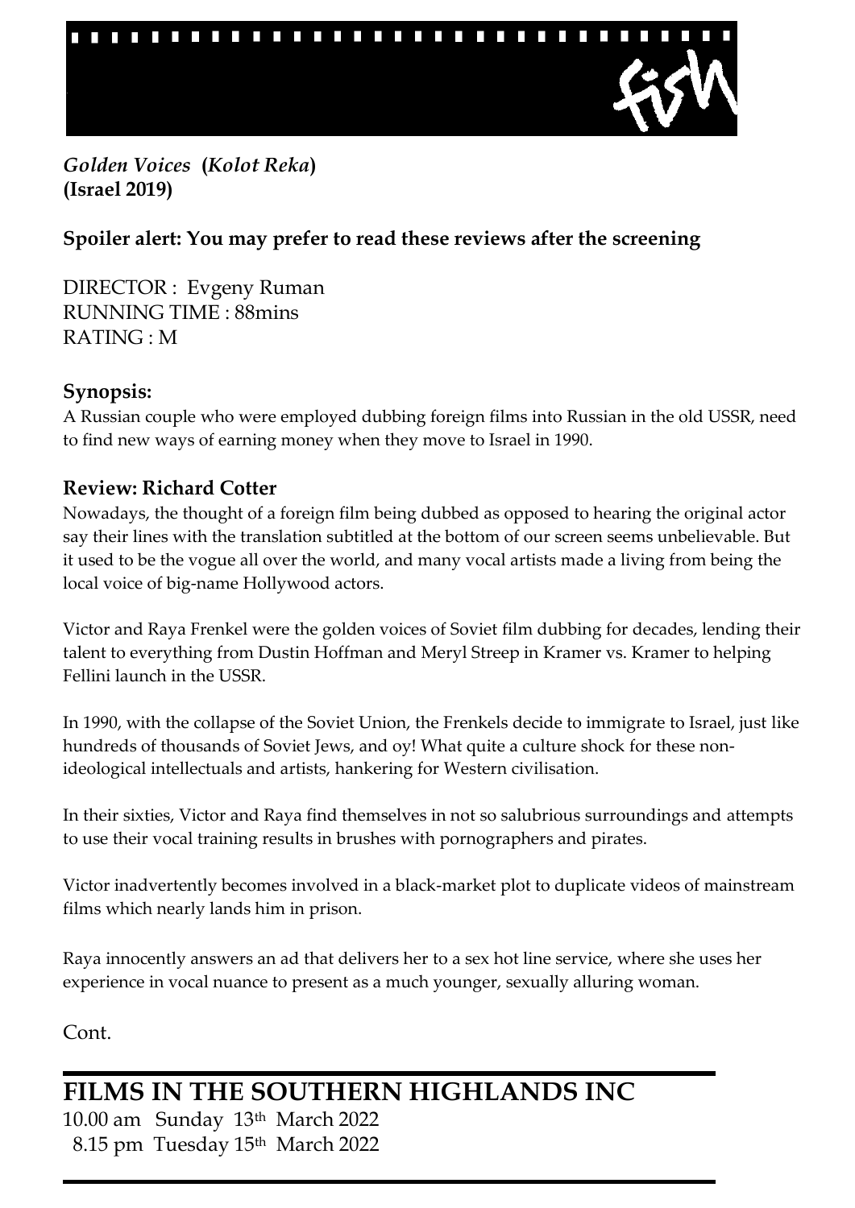fish

*Golden Voices* **(*Kolot Reka*)**
**(Israel 2019)**

**Spoiler alert: You may prefer to read these reviews after the screening**

DIRECTOR : Evgeny Ruman
RUNNING TIME : 88mins
RATING : M

### Synopsis:

A Russian couple who were employed dubbing foreign films into Russian in the old USSR, need to find new ways of earning money when they move to Israel in 1990.

### Review: Richard Cotter

Nowadays, the thought of a foreign film being dubbed as opposed to hearing the original actor say their lines with the translation subtitled at the bottom of our screen seems unbelievable. But it used to be the vogue all over the world, and many vocal artists made a living from being the local voice of big-name Hollywood actors.

Victor and Raya Frenkel were the golden voices of Soviet film dubbing for decades, lending their talent to everything from Dustin Hoffman and Meryl Streep in Kramer vs. Kramer to helping Fellini launch in the USSR.

In 1990, with the collapse of the Soviet Union, the Frenkels decide to immigrate to Israel, just like hundreds of thousands of Soviet Jews, and oy! What quite a culture shock for these non-ideological intellectuals and artists, hankering for Western civilisation.

In their sixties, Victor and Raya find themselves in not so salubrious surroundings and attempts to use their vocal training results in brushes with pornographers and pirates.

Victor inadvertently becomes involved in a black-market plot to duplicate videos of mainstream films which nearly lands him in prison.

Raya innocently answers an ad that delivers her to a sex hot line service, where she uses her experience in vocal nuance to present as a much younger, sexually alluring woman.

Cont.

## FILMS IN THE SOUTHERN HIGHLANDS INC

10.00 am Sunday 13th March 2022
8.15 pm Tuesday 15th March 2022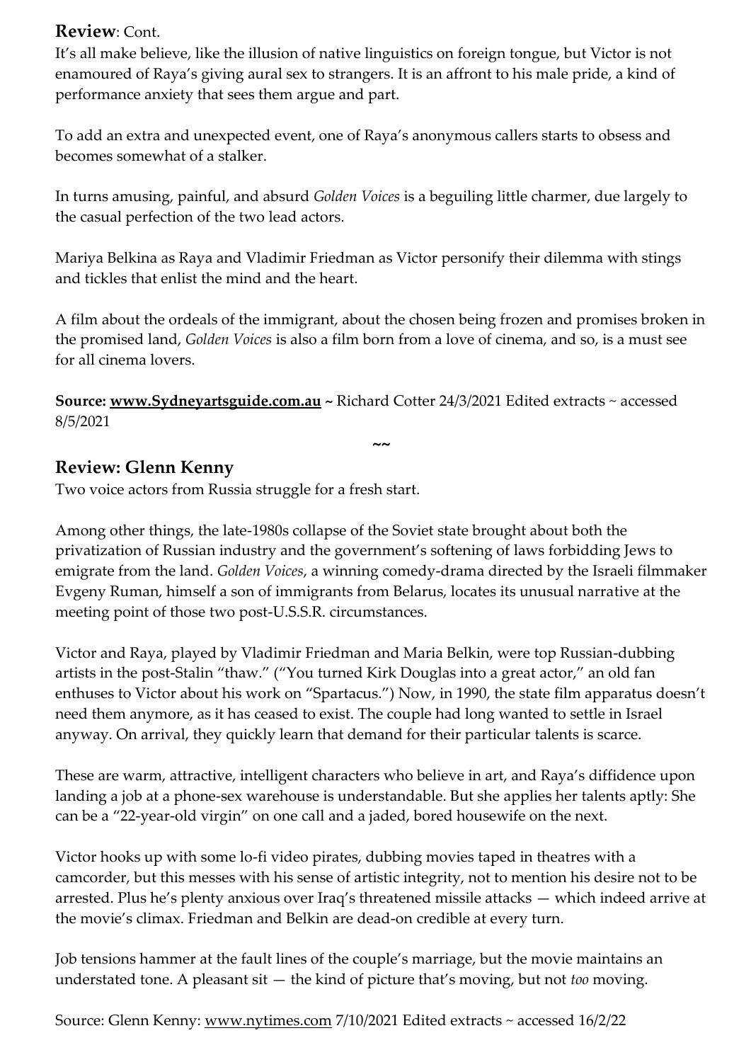## **Review**: Cont.

It's all make believe, like the illusion of native linguistics on foreign tongue, but Victor is not enamoured of Raya's giving aural sex to strangers. It is an affront to his male pride, a kind of performance anxiety that sees them argue and part.

To add an extra and unexpected event, one of Raya's anonymous callers starts to obsess and becomes somewhat of a stalker.

In turns amusing, painful, and absurd *Golden Voices* is a beguiling little charmer, due largely to the casual perfection of the two lead actors.

Mariya Belkina as Raya and Vladimir Friedman as Victor personify their dilemma with stings and tickles that enlist the mind and the heart.

A film about the ordeals of the immigrant, about the chosen being frozen and promises broken in the promised land, *Golden Voices* is also a film born from a love of cinema, and so, is a must see for all cinema lovers.

**Source: www.Sydneyartsguide.com.au ~** Richard Cotter 24/3/2021 Edited extracts ~ accessed 8/5/2021

~~

## **Review: Glenn Kenny**

Two voice actors from Russia struggle for a fresh start.

Among other things, the late-1980s collapse of the Soviet state brought about both the privatization of Russian industry and the government's softening of laws forbidding Jews to emigrate from the land. *Golden Voices*, a winning comedy-drama directed by the Israeli filmmaker Evgeny Ruman, himself a son of immigrants from Belarus, locates its unusual narrative at the meeting point of those two post-U.S.S.R. circumstances.

Victor and Raya, played by Vladimir Friedman and Maria Belkin, were top Russian-dubbing artists in the post-Stalin "thaw." ("You turned Kirk Douglas into a great actor," an old fan enthuses to Victor about his work on "Spartacus.") Now, in 1990, the state film apparatus doesn't need them anymore, as it has ceased to exist. The couple had long wanted to settle in Israel anyway. On arrival, they quickly learn that demand for their particular talents is scarce.

These are warm, attractive, intelligent characters who believe in art, and Raya's diffidence upon landing a job at a phone-sex warehouse is understandable. But she applies her talents aptly: She can be a "22-year-old virgin" on one call and a jaded, bored housewife on the next.

Victor hooks up with some lo-fi video pirates, dubbing movies taped in theatres with a camcorder, but this messes with his sense of artistic integrity, not to mention his desire not to be arrested. Plus he's plenty anxious over Iraq's threatened missile attacks — which indeed arrive at the movie's climax. Friedman and Belkin are dead-on credible at every turn.

Job tensions hammer at the fault lines of the couple's marriage, but the movie maintains an understated tone. A pleasant sit — the kind of picture that's moving, but not *too* moving.

Source: Glenn Kenny: www.nytimes.com 7/10/2021 Edited extracts ~ accessed 16/2/22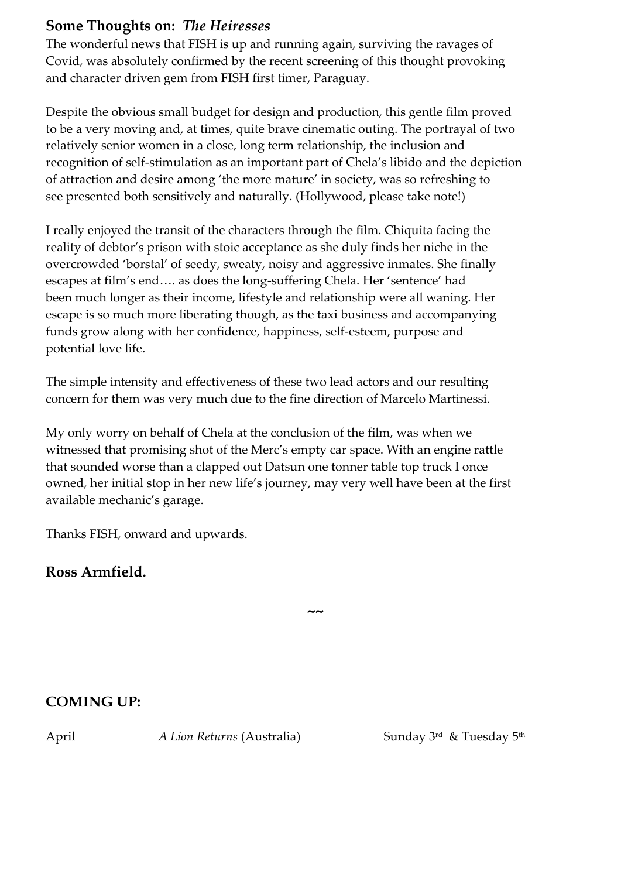## Some Thoughts on: *The Heiresses*

The wonderful news that FISH is up and running again, surviving the ravages of Covid, was absolutely confirmed by the recent screening of this thought provoking and character driven gem from FISH first timer, Paraguay.

Despite the obvious small budget for design and production, this gentle film proved to be a very moving and, at times, quite brave cinematic outing. The portrayal of two relatively senior women in a close, long term relationship, the inclusion and recognition of self-stimulation as an important part of Chela's libido and the depiction of attraction and desire among 'the more mature' in society, was so refreshing to see presented both sensitively and naturally. (Hollywood, please take note!)

I really enjoyed the transit of the characters through the film. Chiquita facing the reality of debtor's prison with stoic acceptance as she duly finds her niche in the overcrowded 'borstal' of seedy, sweaty, noisy and aggressive inmates. She finally escapes at film's end…. as does the long-suffering Chela. Her 'sentence' had been much longer as their income, lifestyle and relationship were all waning. Her escape is so much more liberating though, as the taxi business and accompanying funds grow along with her confidence, happiness, self-esteem, purpose and potential love life.

The simple intensity and effectiveness of these two lead actors and our resulting concern for them was very much due to the fine direction of Marcelo Martinessi.

My only worry on behalf of Chela at the conclusion of the film, was when we witnessed that promising shot of the Merc's empty car space. With an engine rattle that sounded worse than a clapped out Datsun one tonner table top truck I once owned, her initial stop in her new life's journey, may very well have been at the first available mechanic's garage.

Thanks FISH, onward and upwards.

**Ross Armfield.**

~~

## COMING UP:

| | | |
|---|---|---|
| April | *A Lion Returns* (Australia) | Sunday 3rd & Tuesday 5th |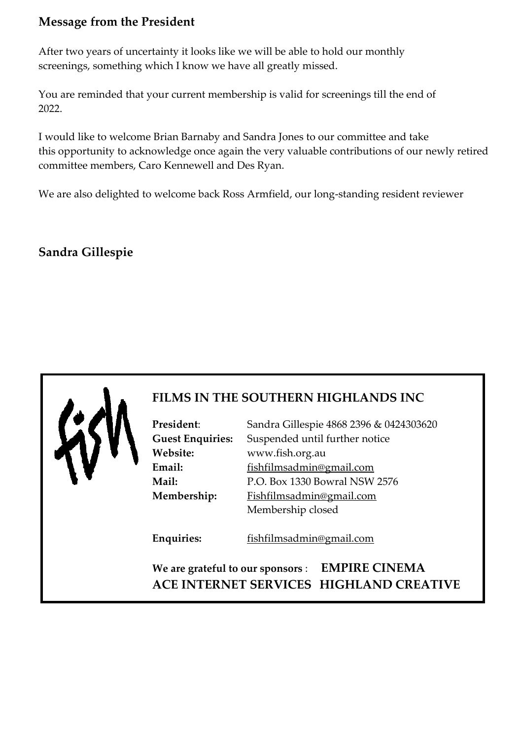## Message from the President

After two years of uncertainty it looks like we will be able to hold our monthly screenings, something which I know we have all greatly missed.

You are reminded that your current membership is valid for screenings till the end of 2022.

I would like to welcome Brian Barnaby and Sandra Jones to our committee and take this opportunity to acknowledge once again the very valuable contributions of our newly retired committee members, Caro Kennewell and Des Ryan.

We are also delighted to welcome back Ross Armfield, our long-standing resident reviewer

**Sandra Gillespie**

### FILMS IN THE SOUTHERN HIGHLANDS INC

**President**: Sandra Gillespie 4868 2396 & 0424303620
**Guest Enquiries:** Suspended until further notice
**Website:** www.fish.org.au
**Email:** fishfilmsadmin@gmail.com
**Mail:** P.O. Box 1330 Bowral NSW 2576
**Membership:** Fishfilmsadmin@gmail.com
Membership closed

**Enquiries:** fishfilmsadmin@gmail.com

**We are grateful to our sponsors** : **EMPIRE CINEMA**
**ACE INTERNET SERVICES HIGHLAND CREATIVE**